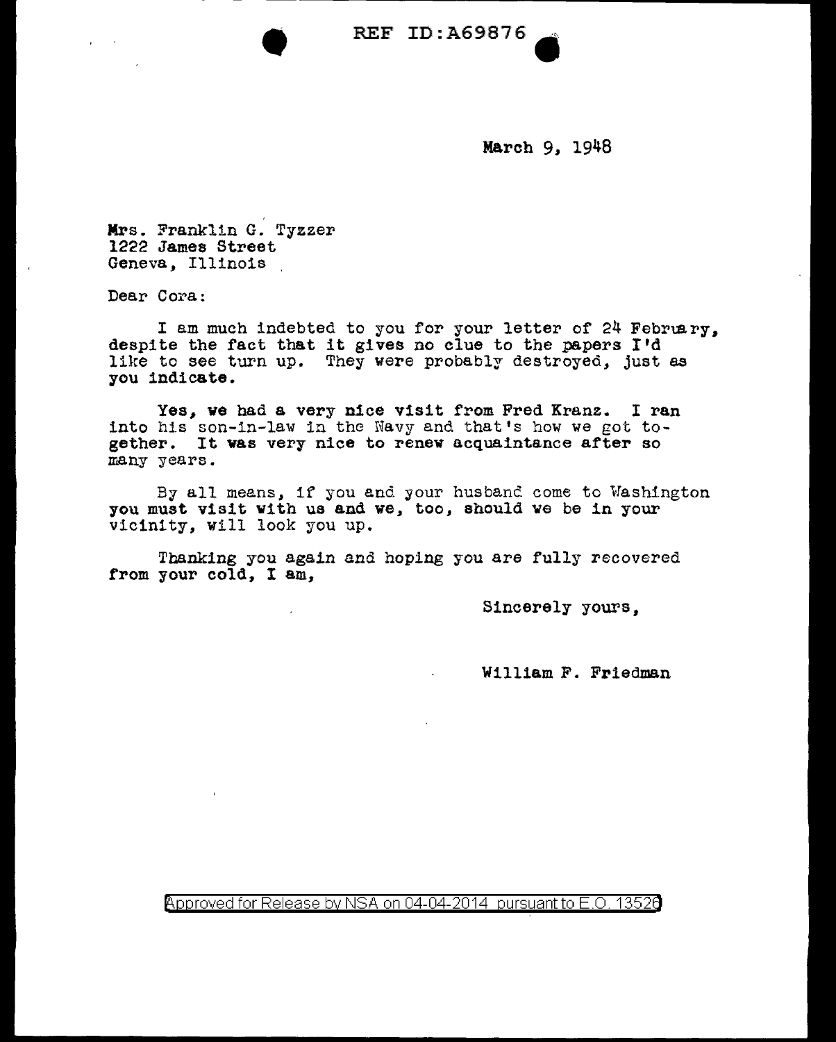REF ID:A69876

March 9, 1948

Mrs. Franklin G. Tyzzer
1222 James Street
Geneva, Illinois

Dear Cora:

I am much indebted to you for your letter of 24 February, despite the fact that it gives no clue to the papers I'd like to see turn up. They were probably destroyed, just as you indicate.

Yes, we had a very nice visit from Fred Kranz. I ran into his son-in-law in the Navy and that's how we got together. It was very nice to renew acquaintance after so many years.

By all means, if you and your husband come to Washington you must visit with us and we, too, should we be in your vicinity, will look you up.

Thanking you again and hoping you are fully recovered from your cold, I am,

Sincerely yours,

William F. Friedman

Approved for Release by NSA on 04-04-2014 pursuant to E.O. 13526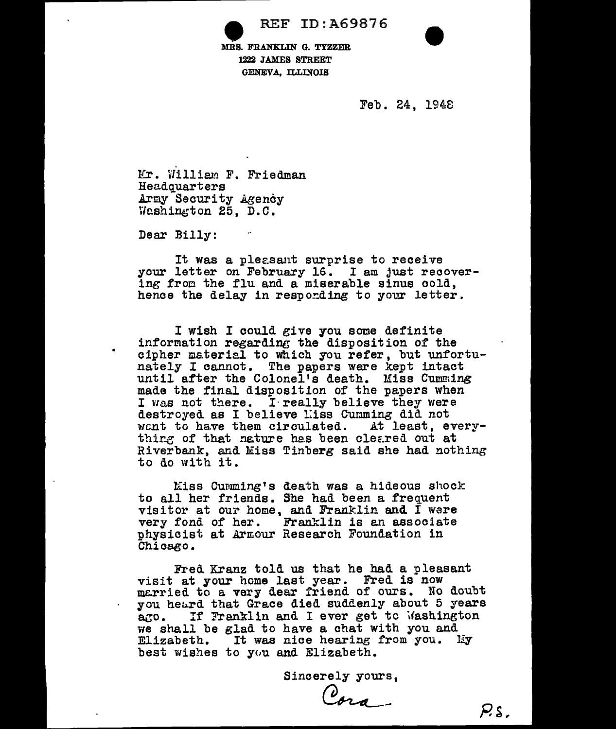REF ID:A69876

MRS. FRANKLIN G. TYZZER
1222 JAMES STREET
GENEVA, ILLINOIS

Feb. 24, 1948

Mr. William F. Friedman
Headquarters
Army Security Agency
Washington 25, D.C.

Dear Billy:

It was a pleasant surprise to receive your letter on February 16. I am just recovering from the flu and a miserable sinus cold, hence the delay in responding to your letter.

I wish I could give you some definite information regarding the disposition of the cipher material to which you refer, but unfortunately I cannot. The papers were kept intact until after the Colonel's death. Miss Cumming made the final disposition of the papers when I was not there. I really believe they were destroyed as I believe Miss Cumming did not want to have them circulated. At least, everything of that nature has been cleared out at Riverbank, and Miss Tinberg said she had nothing to do with it.

Miss Cumming's death was a hideous shock to all her friends. She had been a frequent visitor at our home, and Franklin and I were very fond of her. Franklin is an associate physicist at Armour Research Foundation in Chicago.

Fred Kranz told us that he had a pleasant visit at your home last year. Fred is now married to a very dear friend of ours. No doubt you heard that Grace died suddenly about 5 years ago. If Franklin and I ever get to Washington we shall be glad to have a chat with you and Elizabeth. It was nice hearing from you. My best wishes to you and Elizabeth.

Sincerely yours,

Cora

P.S.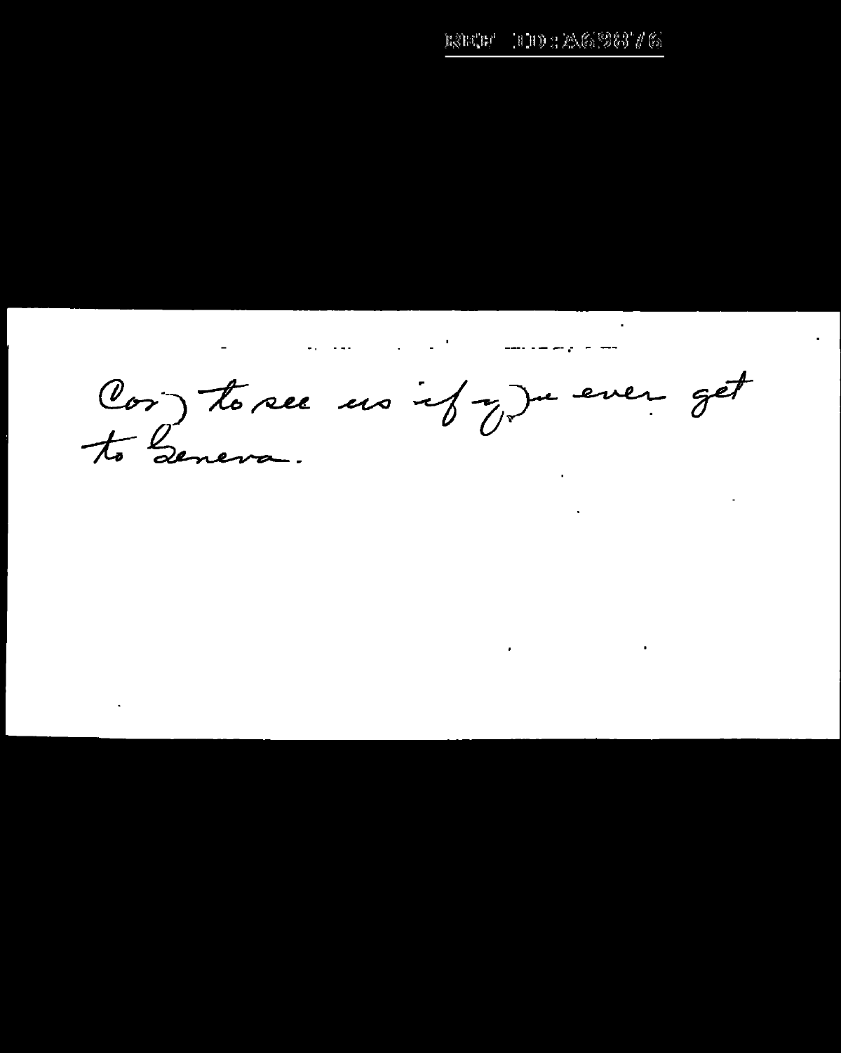Come to see us if you ever get to Geneva.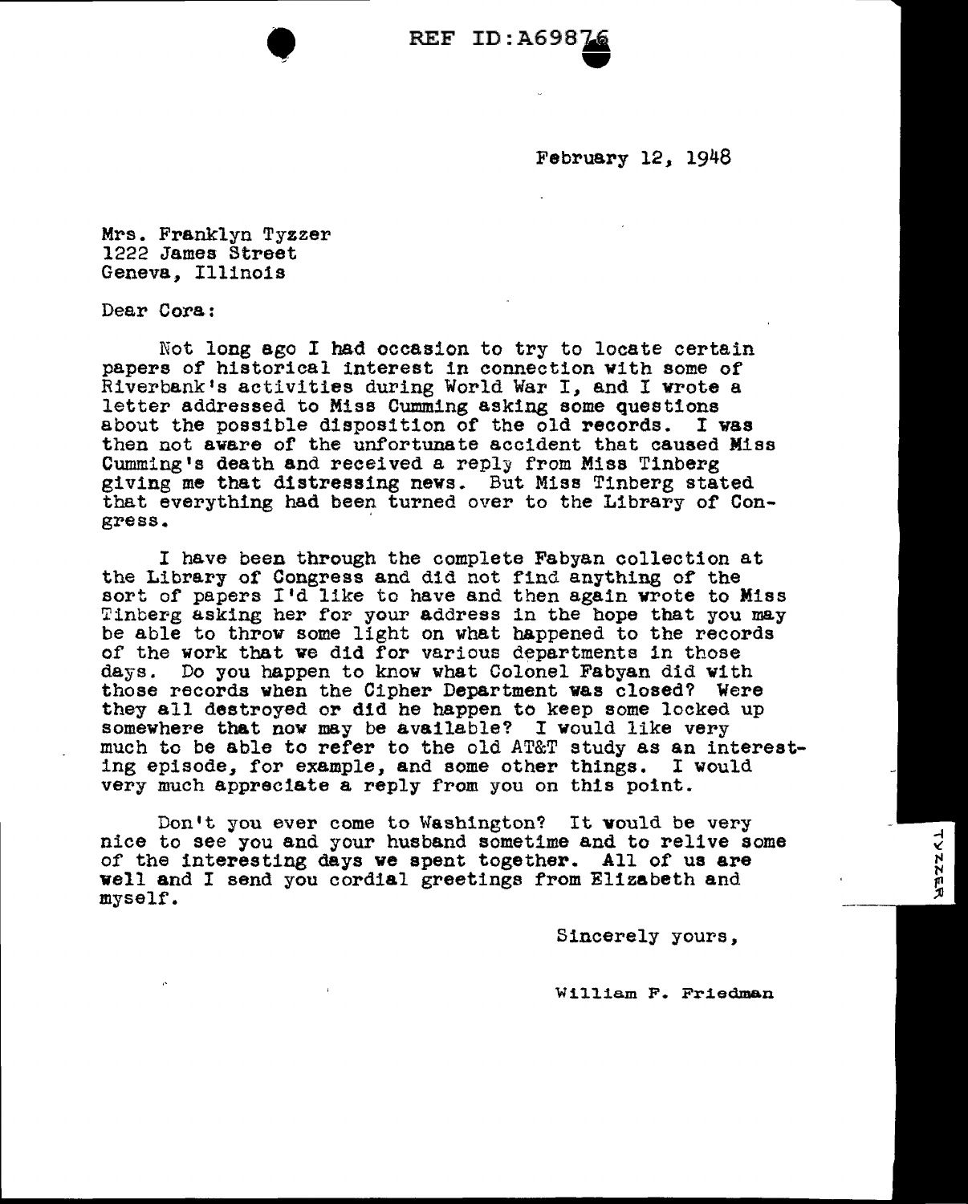REF ID:A69876

February 12, 1948

Mrs. Franklyn Tyzzer
1222 James Street
Geneva, Illinois

Dear Cora:

Not long ago I had occasion to try to locate certain papers of historical interest in connection with some of Riverbank's activities during World War I, and I wrote a letter addressed to Miss Cumming asking some questions about the possible disposition of the old records. I was then not aware of the unfortunate accident that caused Miss Cumming's death and received a reply from Miss Tinberg giving me that distressing news. But Miss Tinberg stated that everything had been turned over to the Library of Congress.

I have been through the complete Fabyan collection at the Library of Congress and did not find anything of the sort of papers I'd like to have and then again wrote to Miss Tinberg asking her for your address in the hope that you may be able to throw some light on what happened to the records of the work that we did for various departments in those days. Do you happen to know what Colonel Fabyan did with those records when the Cipher Department was closed? Were they all destroyed or did he happen to keep some locked up somewhere that now may be available? I would like very much to be able to refer to the old AT&T study as an interesting episode, for example, and some other things. I would very much appreciate a reply from you on this point.

Don't you ever come to Washington? It would be very nice to see you and your husband sometime and to relive some of the interesting days we spent together. All of us are well and I send you cordial greetings from Elizabeth and myself.

Sincerely yours,

William F. Friedman

TYZZER